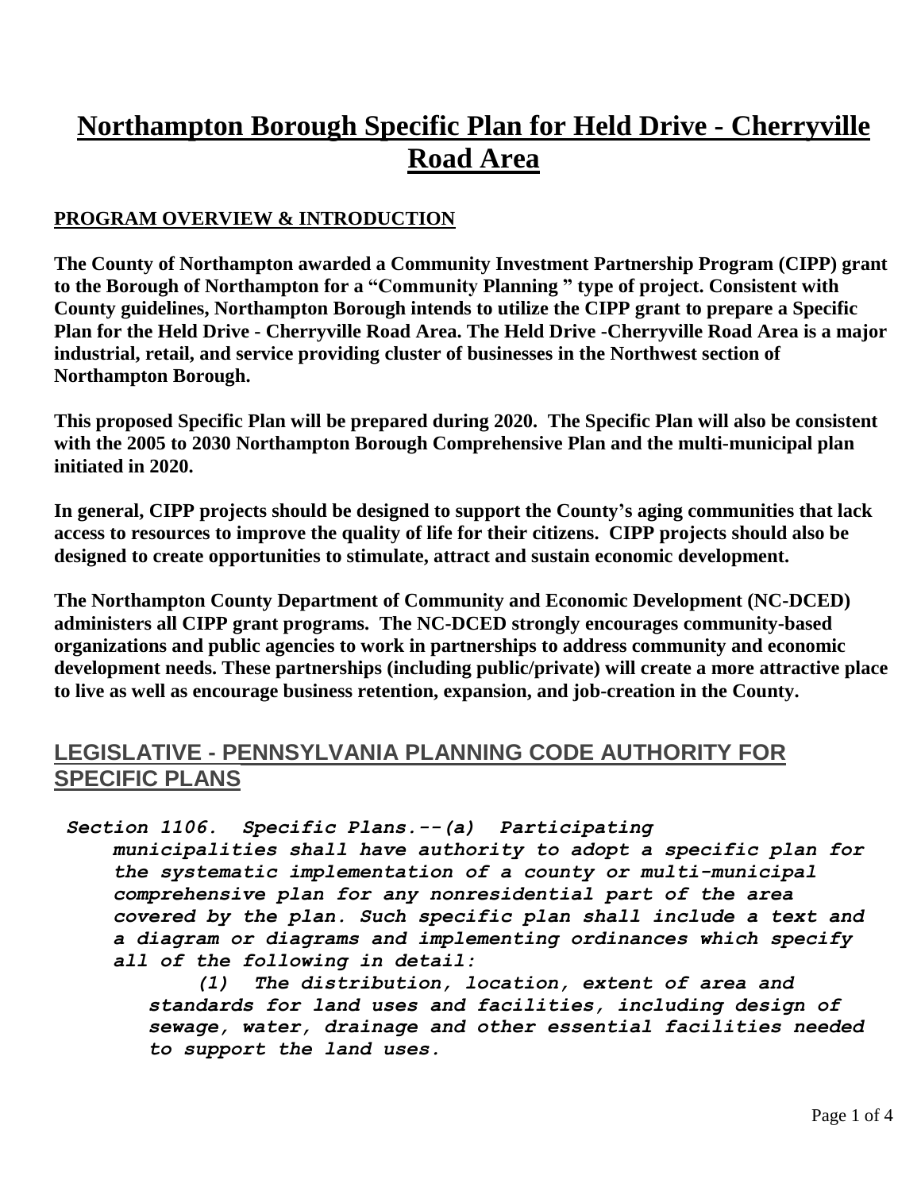# Northampton Borough Specific Plan for Held Drive - Cherryville Road Area

## PROGRAM OVERVIEW & INTRODUCTION

**The County of Northampton awarded a Community Investment Partnership Program (CIPP) grant to the Borough of Northampton for a "Community Planning " type of project. Consistent with County guidelines, Northampton Borough intends to utilize the CIPP grant to prepare a Specific Plan for the Held Drive - Cherryville Road Area. The Held Drive -Cherryville Road Area is a major industrial, retail, and service providing cluster of businesses in the Northwest section of Northampton Borough.**

**This proposed Specific Plan will be prepared during 2020. The Specific Plan will also be consistent with the 2005 to 2030 Northampton Borough Comprehensive Plan and the multi-municipal plan initiated in 2020.**

**In general, CIPP projects should be designed to support the County's aging communities that lack access to resources to improve the quality of life for their citizens. CIPP projects should also be designed to create opportunities to stimulate, attract and sustain economic development.**

**The Northampton County Department of Community and Economic Development (NC-DCED) administers all CIPP grant programs. The NC-DCED strongly encourages community-based organizations and public agencies to work in partnerships to address community and economic development needs. These partnerships (including public/private) will create a more attractive place to live as well as encourage business retention, expansion, and job-creation in the County.**

## LEGISLATIVE - PENNSYLVANIA PLANNING CODE AUTHORITY FOR SPECIFIC PLANS

***Section 1106. Specific Plans.--(a) Participating municipalities shall have authority to adopt a specific plan for the systematic implementation of a county or multi-municipal comprehensive plan for any nonresidential part of the area covered by the plan. Such specific plan shall include a text and a diagram or diagrams and implementing ordinances which specify all of the following in detail:***

***(1) The distribution, location, extent of area and standards for land uses and facilities, including design of sewage, water, drainage and other essential facilities needed to support the land uses.***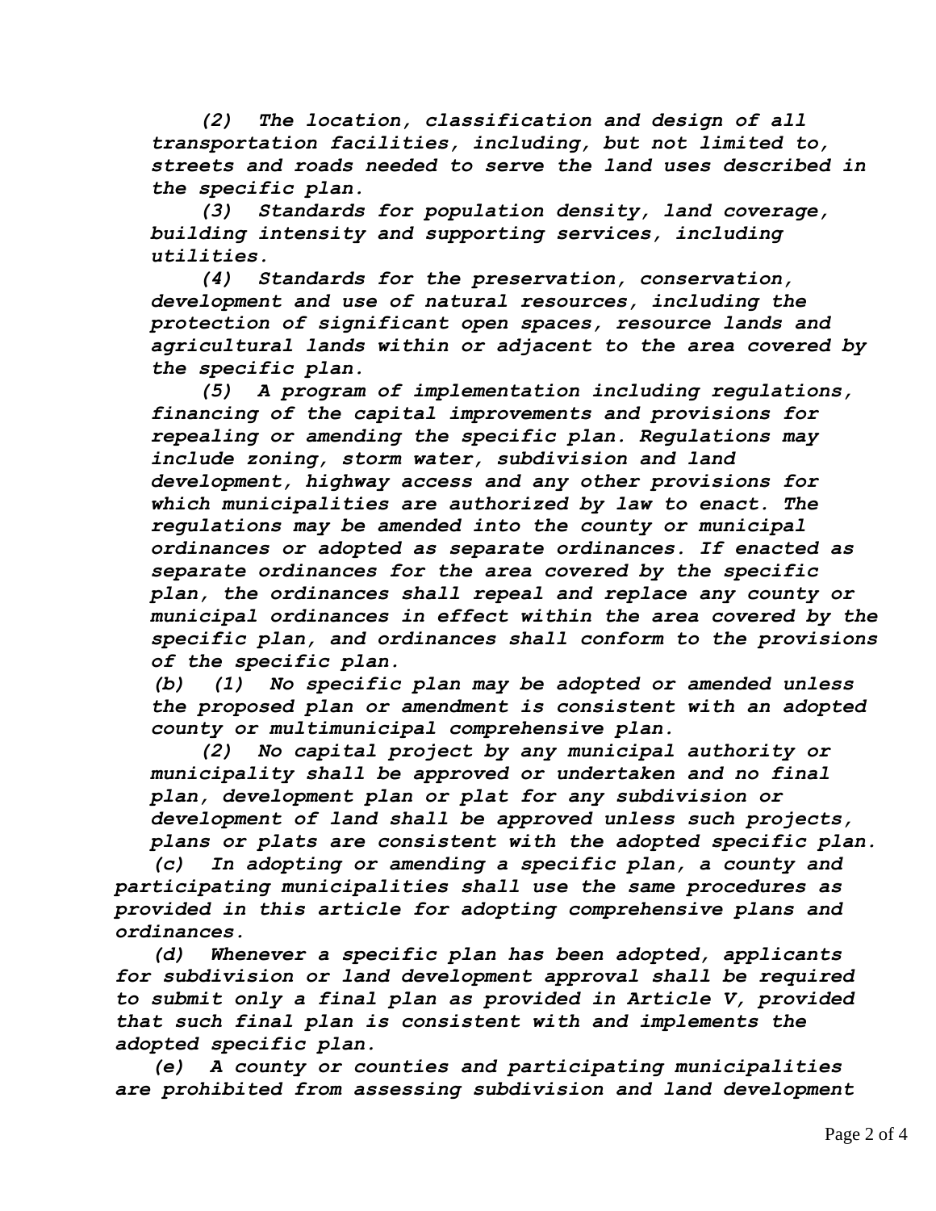*(2) The location, classification and design of all transportation facilities, including, but not limited to, streets and roads needed to serve the land uses described in the specific plan.*

*(3) Standards for population density, land coverage, building intensity and supporting services, including utilities.*

*(4) Standards for the preservation, conservation, development and use of natural resources, including the protection of significant open spaces, resource lands and agricultural lands within or adjacent to the area covered by the specific plan.*

*(5) A program of implementation including regulations, financing of the capital improvements and provisions for repealing or amending the specific plan. Regulations may include zoning, storm water, subdivision and land development, highway access and any other provisions for which municipalities are authorized by law to enact. The regulations may be amended into the county or municipal ordinances or adopted as separate ordinances. If enacted as separate ordinances for the area covered by the specific plan, the ordinances shall repeal and replace any county or municipal ordinances in effect within the area covered by the specific plan, and ordinances shall conform to the provisions of the specific plan.*

*(b) (1) No specific plan may be adopted or amended unless the proposed plan or amendment is consistent with an adopted county or multimunicipal comprehensive plan.*

*(2) No capital project by any municipal authority or municipality shall be approved or undertaken and no final plan, development plan or plat for any subdivision or development of land shall be approved unless such projects, plans or plats are consistent with the adopted specific plan.*

*(c) In adopting or amending a specific plan, a county and participating municipalities shall use the same procedures as provided in this article for adopting comprehensive plans and ordinances.*

*(d) Whenever a specific plan has been adopted, applicants for subdivision or land development approval shall be required to submit only a final plan as provided in Article V, provided that such final plan is consistent with and implements the adopted specific plan.*

*(e) A county or counties and participating municipalities are prohibited from assessing subdivision and land development*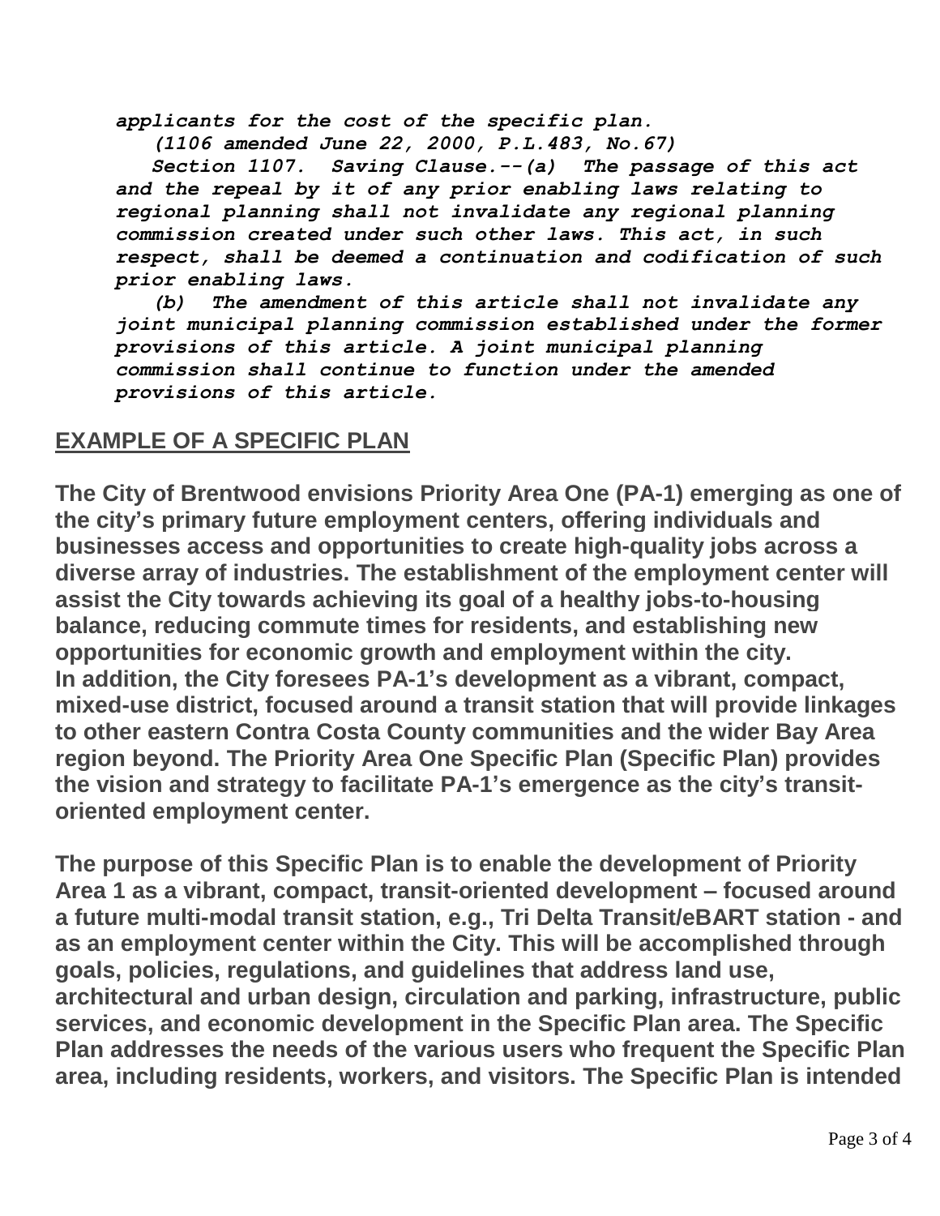*applicants for the cost of the specific plan.*

*(1106 amended June 22, 2000, P.L.483, No.67)*

*Section 1107. Saving Clause.--(a) The passage of this act and the repeal by it of any prior enabling laws relating to regional planning shall not invalidate any regional planning commission created under such other laws. This act, in such respect, shall be deemed a continuation and codification of such prior enabling laws.*

*(b) The amendment of this article shall not invalidate any joint municipal planning commission established under the former provisions of this article. A joint municipal planning commission shall continue to function under the amended provisions of this article.*

## EXAMPLE OF A SPECIFIC PLAN

**The City of Brentwood envisions Priority Area One (PA-1) emerging as one of the city's primary future employment centers, offering individuals and businesses access and opportunities to create high-quality jobs across a diverse array of industries. The establishment of the employment center will assist the City towards achieving its goal of a healthy jobs-to-housing balance, reducing commute times for residents, and establishing new opportunities for economic growth and employment within the city. In addition, the City foresees PA-1's development as a vibrant, compact, mixed-use district, focused around a transit station that will provide linkages to other eastern Contra Costa County communities and the wider Bay Area region beyond. The Priority Area One Specific Plan (Specific Plan) provides the vision and strategy to facilitate PA-1's emergence as the city's transit-oriented employment center.**

**The purpose of this Specific Plan is to enable the development of Priority Area 1 as a vibrant, compact, transit-oriented development – focused around a future multi-modal transit station, e.g., Tri Delta Transit/eBART station - and as an employment center within the City. This will be accomplished through goals, policies, regulations, and guidelines that address land use, architectural and urban design, circulation and parking, infrastructure, public services, and economic development in the Specific Plan area. The Specific Plan addresses the needs of the various users who frequent the Specific Plan area, including residents, workers, and visitors. The Specific Plan is intended**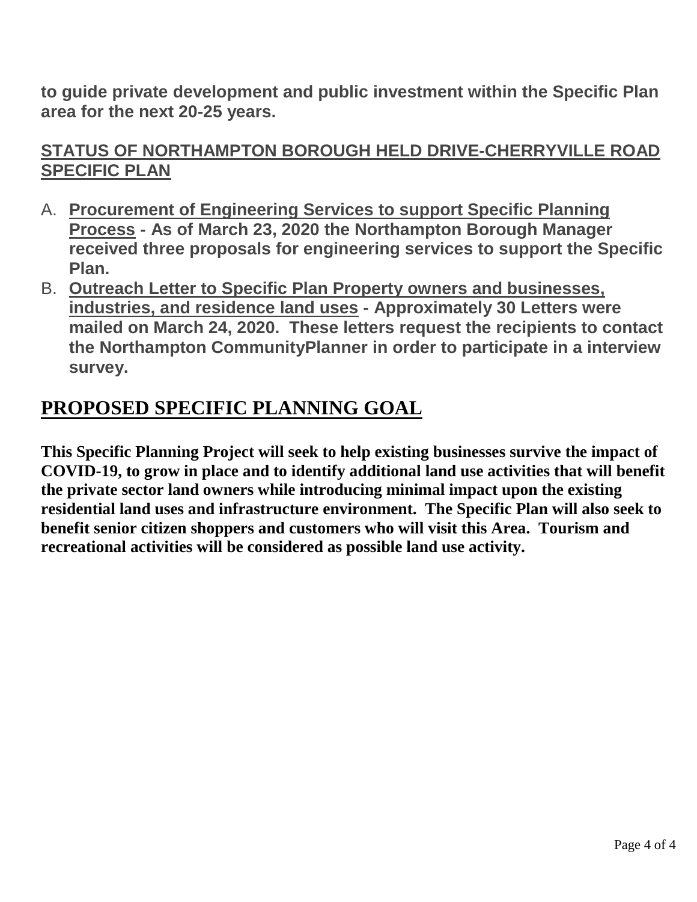**to guide private development and public investment within the Specific Plan area for the next 20-25 years.**

## STATUS OF NORTHAMPTON BOROUGH HELD DRIVE-CHERRYVILLE ROAD SPECIFIC PLAN

A. **Procurement of Engineering Services to support Specific Planning Process - As of March 23, 2020 the Northampton Borough Manager received three proposals for engineering services to support the Specific Plan.**
B. **Outreach Letter to Specific Plan Property owners and businesses, industries, and residence land uses - Approximately 30 Letters were mailed on March 24, 2020. These letters request the recipients to contact the Northampton CommunityPlanner in order to participate in a interview survey.**

## PROPOSED SPECIFIC PLANNING GOAL

**This Specific Planning Project will seek to help existing businesses survive the impact of COVID-19, to grow in place and to identify additional land use activities that will benefit the private sector land owners while introducing minimal impact upon the existing residential land uses and infrastructure environment. The Specific Plan will also seek to benefit senior citizen shoppers and customers who will visit this Area. Tourism and recreational activities will be considered as possible land use activity.**